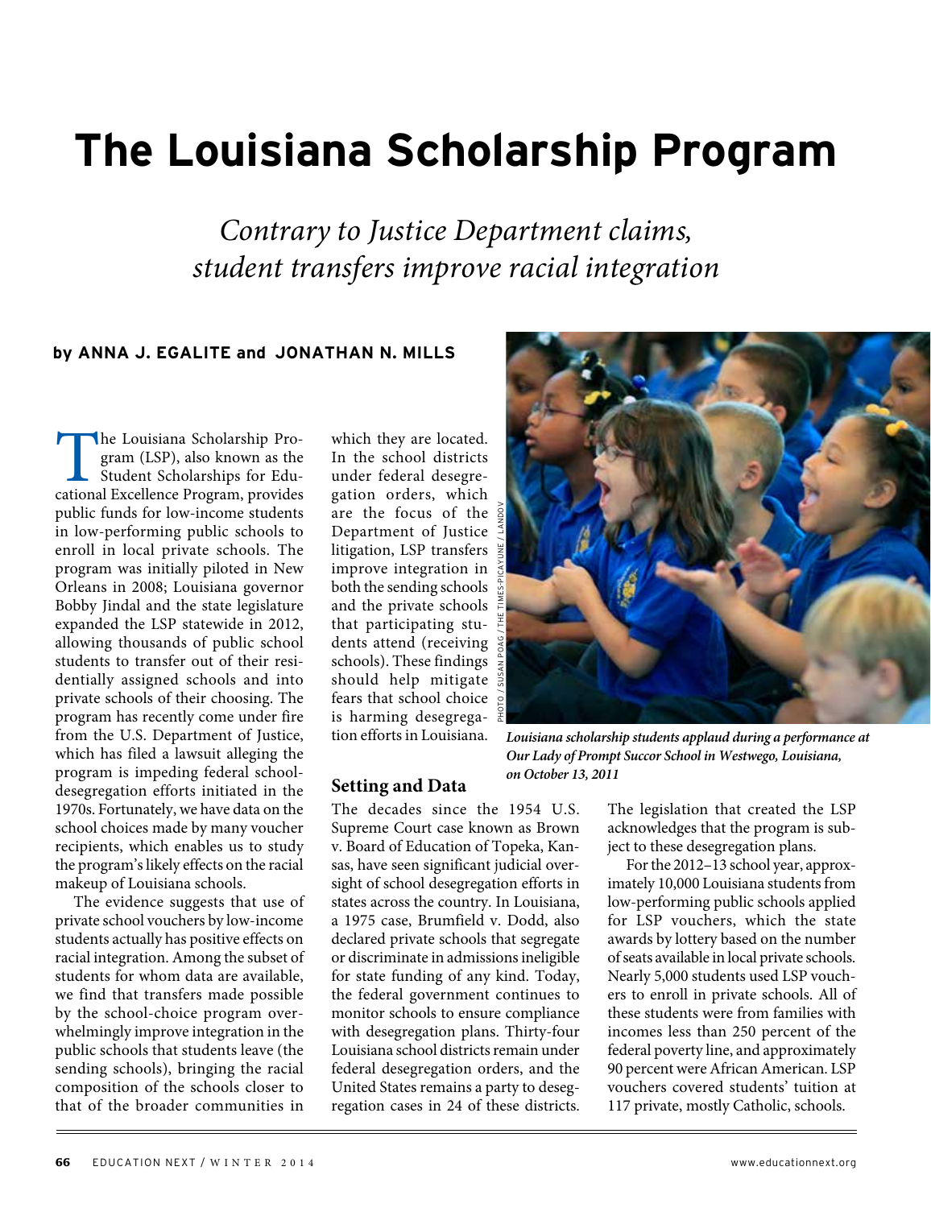# The Louisiana Scholarship Program

*Contrary to Justice Department claims, student transfers improve racial integration*

**by ANNA J. EGALITE and JONATHAN N. MILLS**

The Louisiana Scholarship Program (LSP), also known as the Student Scholarships for Educational Excellence Program, provides public funds for low-income students in low-performing public schools to enroll in local private schools. The program was initially piloted in New Orleans in 2008; Louisiana governor Bobby Jindal and the state legislature expanded the LSP statewide in 2012, allowing thousands of public school students to transfer out of their residentially assigned schools and into private schools of their choosing. The program has recently come under fire from the U.S. Department of Justice, which has filed a lawsuit alleging the program is impeding federal school-desegregation efforts initiated in the 1970s. Fortunately, we have data on the school choices made by many voucher recipients, which enables us to study the program's likely effects on the racial makeup of Louisiana schools.

The evidence suggests that use of private school vouchers by low-income students actually has positive effects on racial integration. Among the subset of students for whom data are available, we find that transfers made possible by the school-choice program overwhelmingly improve integration in the public schools that students leave (the sending schools), bringing the racial composition of the schools closer to that of the broader communities in which they are located. In the school districts under federal desegregation orders, which are the focus of the Department of Justice litigation, LSP transfers improve integration in both the sending schools and the private schools that participating students attend (receiving schools). These findings should help mitigate fears that school choice is harming desegregation efforts in Louisiana.

PHOTO / SUSAN POAG / THE TIMES-PICAYUNE / LANDOV

*Louisiana scholarship students applaud during a performance at Our Lady of Prompt Succor School in Westwego, Louisiana, on October 13, 2011*

## Setting and Data

The decades since the 1954 U.S. Supreme Court case known as Brown v. Board of Education of Topeka, Kansas, have seen significant judicial oversight of school desegregation efforts in states across the country. In Louisiana, a 1975 case, Brumfield v. Dodd, also declared private schools that segregate or discriminate in admissions ineligible for state funding of any kind. Today, the federal government continues to monitor schools to ensure compliance with desegregation plans. Thirty-four Louisiana school districts remain under federal desegregation orders, and the United States remains a party to desegregation cases in 24 of these districts. The legislation that created the LSP acknowledges that the program is subject to these desegregation plans.

For the 2012–13 school year, approximately 10,000 Louisiana students from low-performing public schools applied for LSP vouchers, which the state awards by lottery based on the number of seats available in local private schools. Nearly 5,000 students used LSP vouchers to enroll in private schools. All of these students were from families with incomes less than 250 percent of the federal poverty line, and approximately 90 percent were African American. LSP vouchers covered students' tuition at 117 private, mostly Catholic, schools.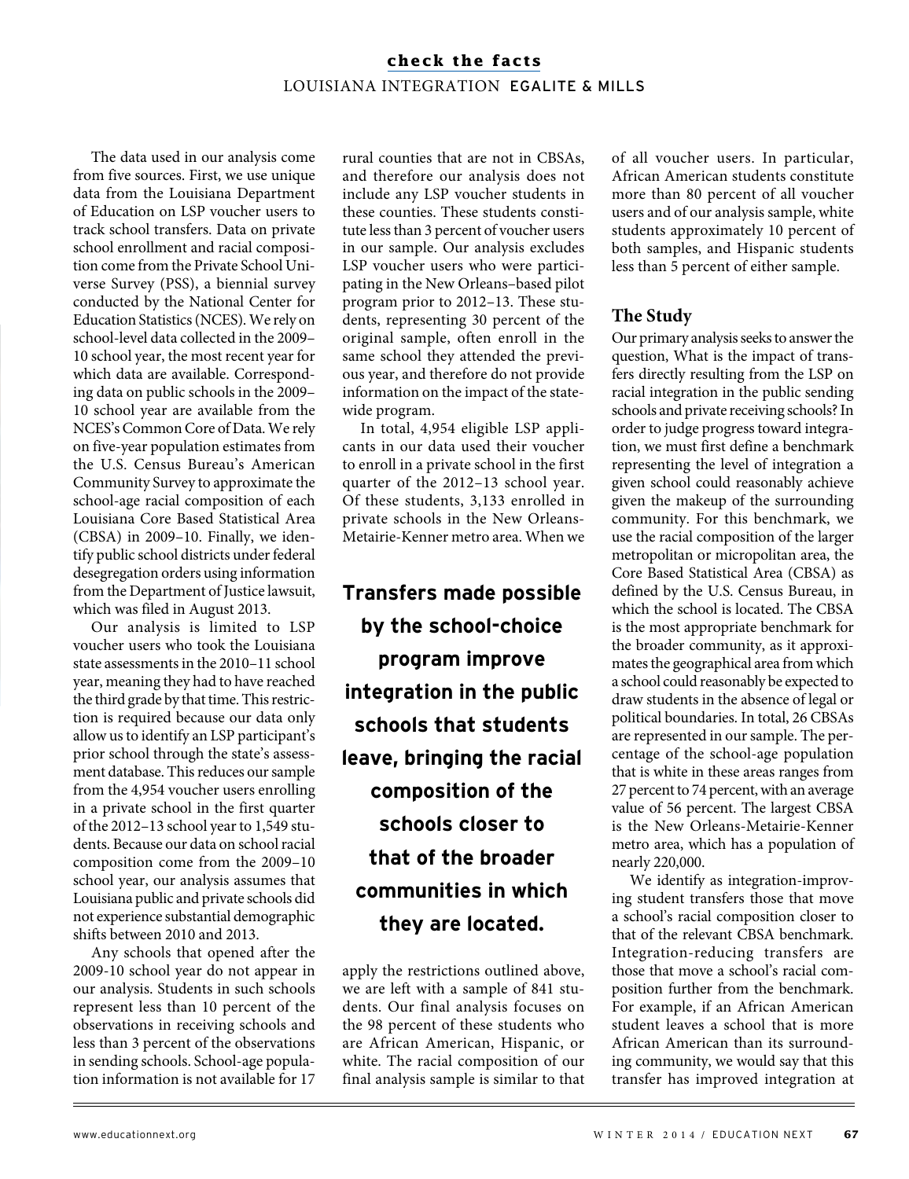The data used in our analysis come from five sources. First, we use unique data from the Louisiana Department of Education on LSP voucher users to track school transfers. Data on private school enrollment and racial composition come from the Private School Universe Survey (PSS), a biennial survey conducted by the National Center for Education Statistics (NCES). We rely on school-level data collected in the 2009–10 school year, the most recent year for which data are available. Corresponding data on public schools in the 2009–10 school year are available from the NCES's Common Core of Data. We rely on five-year population estimates from the U.S. Census Bureau's American Community Survey to approximate the school-age racial composition of each Louisiana Core Based Statistical Area (CBSA) in 2009–10. Finally, we identify public school districts under federal desegregation orders using information from the Department of Justice lawsuit, which was filed in August 2013.

Our analysis is limited to LSP voucher users who took the Louisiana state assessments in the 2010–11 school year, meaning they had to have reached the third grade by that time. This restriction is required because our data only allow us to identify an LSP participant's prior school through the state's assessment database. This reduces our sample from the 4,954 voucher users enrolling in a private school in the first quarter of the 2012–13 school year to 1,549 students. Because our data on school racial composition come from the 2009–10 school year, our analysis assumes that Louisiana public and private schools did not experience substantial demographic shifts between 2010 and 2013.

Any schools that opened after the 2009-10 school year do not appear in our analysis. Students in such schools represent less than 10 percent of the observations in receiving schools and less than 3 percent of the observations in sending schools. School-age population information is not available for 17 rural counties that are not in CBSAs, and therefore our analysis does not include any LSP voucher students in these counties. These students constitute less than 3 percent of voucher users in our sample. Our analysis excludes LSP voucher users who were participating in the New Orleans–based pilot program prior to 2012–13. These students, representing 30 percent of the original sample, often enroll in the same school they attended the previous year, and therefore do not provide information on the impact of the statewide program.

In total, 4,954 eligible LSP applicants in our data used their voucher to enroll in a private school in the first quarter of the 2012–13 school year. Of these students, 3,133 enrolled in private schools in the New Orleans-Metairie-Kenner metro area. When we apply the restrictions outlined above, we are left with a sample of 841 students. Our final analysis focuses on the 98 percent of these students who are African American, Hispanic, or white. The racial composition of our final analysis sample is similar to that of all voucher users. In particular, African American students constitute more than 80 percent of all voucher users and of our analysis sample, white students approximately 10 percent of both samples, and Hispanic students less than 5 percent of either sample.

**Transfers made possible by the school-choice program improve integration in the public schools that students leave, bringing the racial composition of the schools closer to that of the broader communities in which they are located.**

## The Study

Our primary analysis seeks to answer the question, What is the impact of transfers directly resulting from the LSP on racial integration in the public sending schools and private receiving schools? In order to judge progress toward integration, we must first define a benchmark representing the level of integration a given school could reasonably achieve given the makeup of the surrounding community. For this benchmark, we use the racial composition of the larger metropolitan or micropolitan area, the Core Based Statistical Area (CBSA) as defined by the U.S. Census Bureau, in which the school is located. The CBSA is the most appropriate benchmark for the broader community, as it approximates the geographical area from which a school could reasonably be expected to draw students in the absence of legal or political boundaries. In total, 26 CBSAs are represented in our sample. The percentage of the school-age population that is white in these areas ranges from 27 percent to 74 percent, with an average value of 56 percent. The largest CBSA is the New Orleans-Metairie-Kenner metro area, which has a population of nearly 220,000.

We identify as integration-improving student transfers those that move a school's racial composition closer to that of the relevant CBSA benchmark. Integration-reducing transfers are those that move a school's racial composition further from the benchmark. For example, if an African American student leaves a school that is more African American than its surrounding community, we would say that this transfer has improved integration at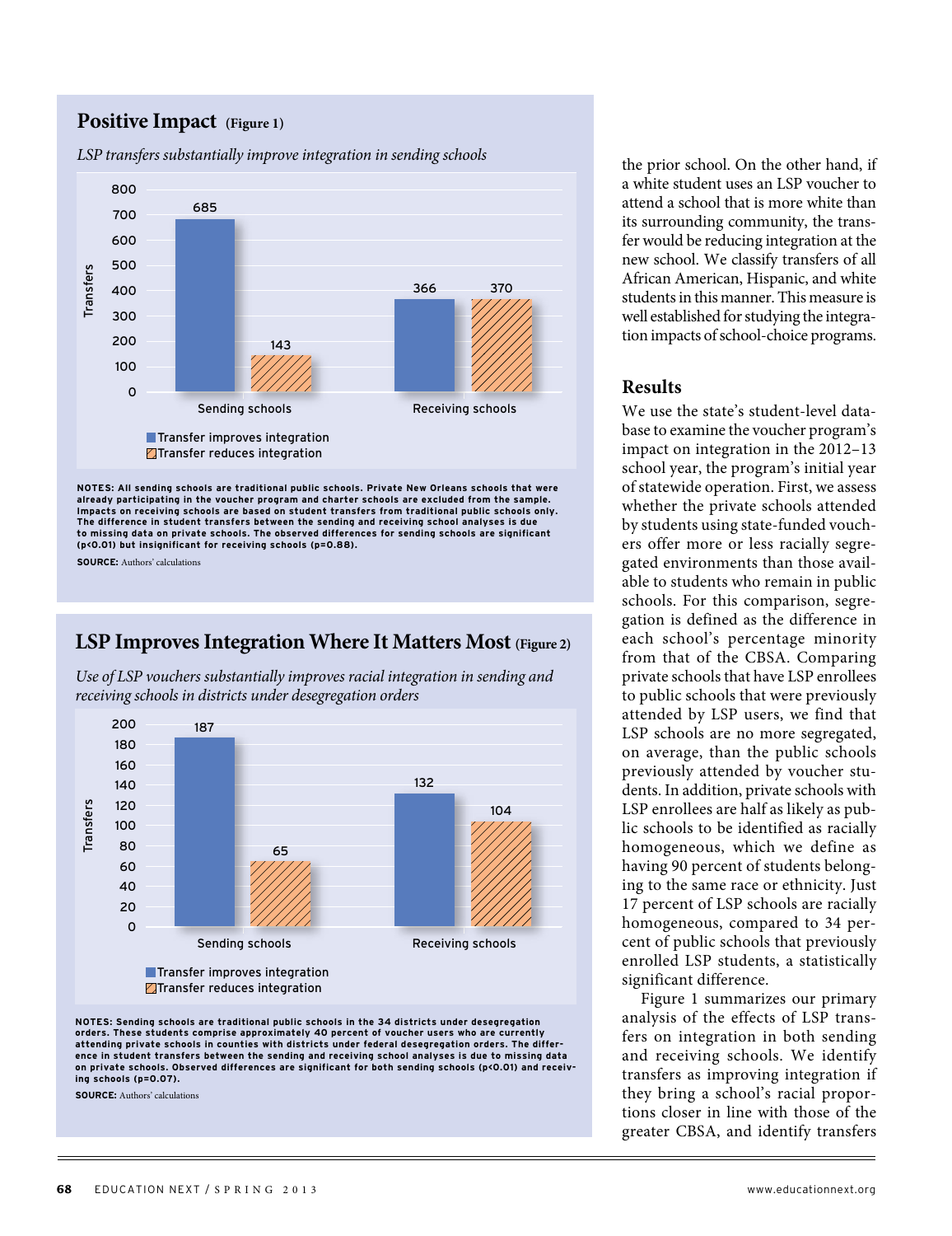## Positive Impact (Figure 1)

*LSP transfers substantially improve integration in sending schools*

800
700
600
500
400
300
200
100
0

Transfers

685
143
366
370

Sending schools
Receiving schools

Transfer improves integration
Transfer reduces integration

**NOTES:** All sending schools are traditional public schools. Private New Orleans schools that were already participating in the voucher program and charter schools are excluded from the sample. Impacts on receiving schools are based on student transfers from traditional public schools only. The difference in student transfers between the sending and receiving school analyses is due to missing data on private schools. The observed differences for sending schools are significant ($p<0.01$) but insignificant for receiving schools ($p=0.88$).

**SOURCE:** Authors' calculations

## LSP Improves Integration Where It Matters Most (Figure 2)

*Use of LSP vouchers substantially improves racial integration in sending and receiving schools in districts under desegregation orders*

200
180
160
140
120
100
80
60
40
20
0

Transfers

187
65
132
104

Sending schools
Receiving schools

Transfer improves integration
Transfer reduces integration

**NOTES:** Sending schools are traditional public schools in the 34 districts under desegregation orders. These students comprise approximately 40 percent of voucher users who are currently attending private schools in counties with districts under federal desegregation orders. The difference in student transfers between the sending and receiving school analyses is due to missing data on private schools. Observed differences are significant for both sending schools ($p<0.01$) and receiving schools ($p=0.07$).

**SOURCE:** Authors' calculations

the prior school. On the other hand, if a white student uses an LSP voucher to attend a school that is more white than its surrounding community, the transfer would be reducing integration at the new school. We classify transfers of all African American, Hispanic, and white students in this manner. This measure is well established for studying the integration impacts of school-choice programs.

### Results

We use the state's student-level database to examine the voucher program's impact on integration in the 2012–13 school year, the program's initial year of statewide operation. First, we assess whether the private schools attended by students using state-funded vouchers offer more or less racially segregated environments than those available to students who remain in public schools. For this comparison, segregation is defined as the difference in each school's percentage minority from that of the CBSA. Comparing private schools that have LSP enrollees to public schools that were previously attended by LSP users, we find that LSP schools are no more segregated, on average, than the public schools previously attended by voucher students. In addition, private schools with LSP enrollees are half as likely as public schools to be identified as racially homogeneous, which we define as having 90 percent of students belonging to the same race or ethnicity. Just 17 percent of LSP schools are racially homogeneous, compared to 34 percent of public schools that previously enrolled LSP students, a statistically significant difference.

Figure 1 summarizes our primary analysis of the effects of LSP transfers on integration in both sending and receiving schools. We identify transfers as improving integration if they bring a school's racial proportions closer in line with those of the greater CBSA, and identify transfers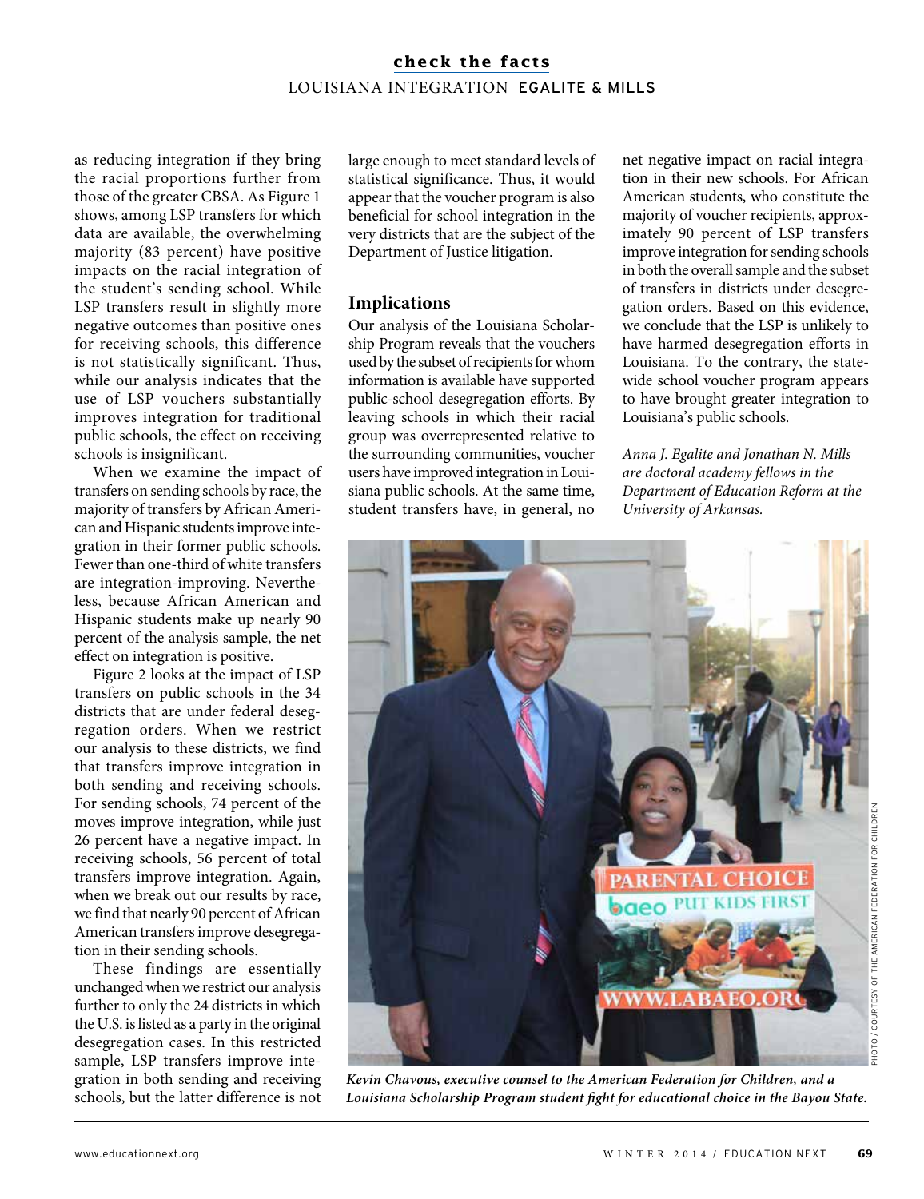as reducing integration if they bring the racial proportions further from those of the greater CBSA. As Figure 1 shows, among LSP transfers for which data are available, the overwhelming majority (83 percent) have positive impacts on the racial integration of the student's sending school. While LSP transfers result in slightly more negative outcomes than positive ones for receiving schools, this difference is not statistically significant. Thus, while our analysis indicates that the use of LSP vouchers substantially improves integration for traditional public schools, the effect on receiving schools is insignificant.

When we examine the impact of transfers on sending schools by race, the majority of transfers by African American and Hispanic students improve integration in their former public schools. Fewer than one-third of white transfers are integration-improving. Nevertheless, because African American and Hispanic students make up nearly 90 percent of the analysis sample, the net effect on integration is positive.

Figure 2 looks at the impact of LSP transfers on public schools in the 34 districts that are under federal desegregation orders. When we restrict our analysis to these districts, we find that transfers improve integration in both sending and receiving schools. For sending schools, 74 percent of the moves improve integration, while just 26 percent have a negative impact. In receiving schools, 56 percent of total transfers improve integration. Again, when we break out our results by race, we find that nearly 90 percent of African American transfers improve desegregation in their sending schools.

These findings are essentially unchanged when we restrict our analysis further to only the 24 districts in which the U.S. is listed as a party in the original desegregation cases. In this restricted sample, LSP transfers improve integration in both sending and receiving schools, but the latter difference is not large enough to meet standard levels of statistical significance. Thus, it would appear that the voucher program is also beneficial for school integration in the very districts that are the subject of the Department of Justice litigation.

## Implications

Our analysis of the Louisiana Scholarship Program reveals that the vouchers used by the subset of recipients for whom information is available have supported public-school desegregation efforts. By leaving schools in which their racial group was overrepresented relative to the surrounding communities, voucher users have improved integration in Louisiana public schools. At the same time, student transfers have, in general, no net negative impact on racial integration in their new schools. For African American students, who constitute the majority of voucher recipients, approximately 90 percent of LSP transfers improve integration for sending schools in both the overall sample and the subset of transfers in districts under desegregation orders. Based on this evidence, we conclude that the LSP is unlikely to have harmed desegregation efforts in Louisiana. To the contrary, the statewide school voucher program appears to have brought greater integration to Louisiana's public schools.

*Anna J. Egalite and Jonathan N. Mills are doctoral academy fellows in the Department of Education Reform at the University of Arkansas.*

PHOTO / COURTESY OF THE AMERICAN FEDERATION FOR CHILDREN

***Kevin Chavous, executive counsel to the American Federation for Children, and a Louisiana Scholarship Program student fight for educational choice in the Bayou State.***